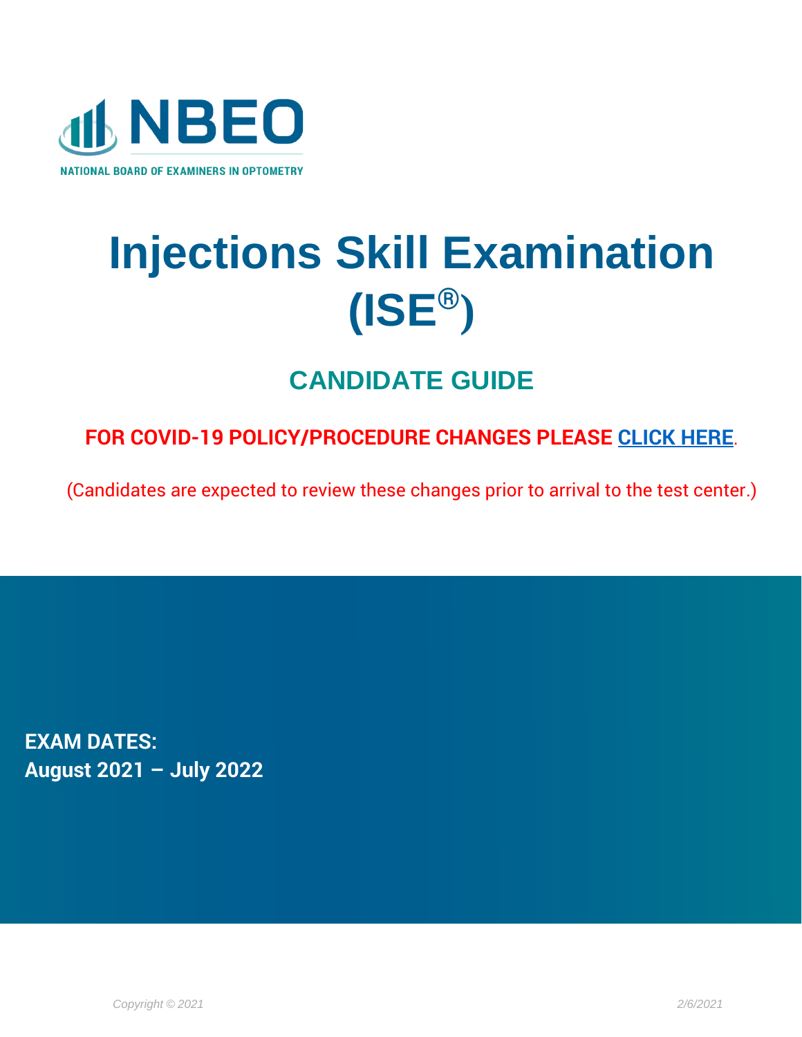NBEO

NATIONAL BOARD OF EXAMINERS IN OPTOMETRY

# Injections Skill Examination (ISE®)

## CANDIDATE GUIDE

**FOR COVID-19 POLICY/PROCEDURE CHANGES PLEASE [CLICK HERE](#).**

(Candidates are expected to review these changes prior to arrival to the test center.)

**EXAM DATES:**
**August 2021 – July 2022**

*Copyright © 2021*

*2/6/2021*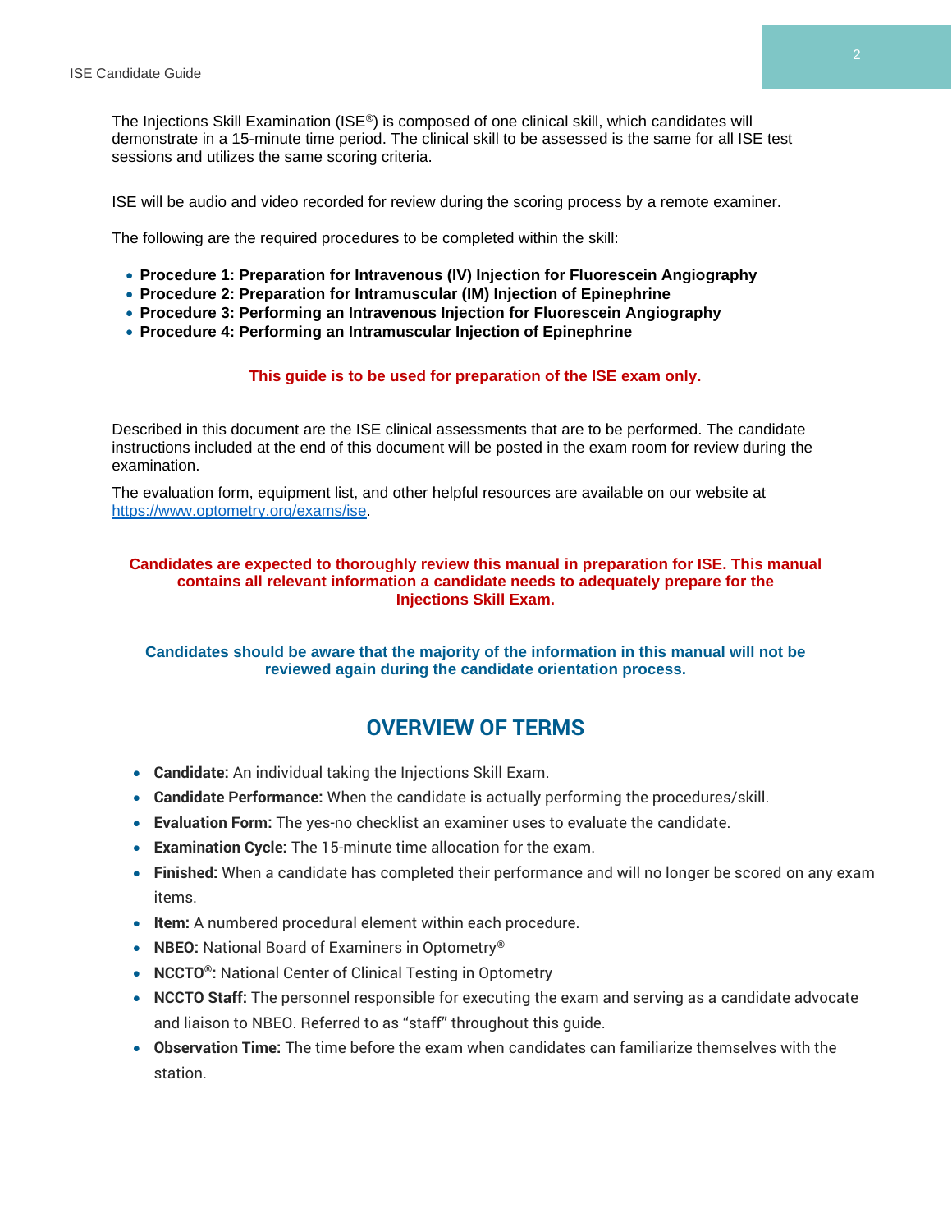The Injections Skill Examination (ISE®) is composed of one clinical skill, which candidates will demonstrate in a 15-minute time period. The clinical skill to be assessed is the same for all ISE test sessions and utilizes the same scoring criteria.

ISE will be audio and video recorded for review during the scoring process by a remote examiner.

The following are the required procedures to be completed within the skill:

- **Procedure 1: Preparation for Intravenous (IV) Injection for Fluorescein Angiography**
- **Procedure 2: Preparation for Intramuscular (IM) Injection of Epinephrine**
- **Procedure 3: Performing an Intravenous Injection for Fluorescein Angiography**
- **Procedure 4: Performing an Intramuscular Injection of Epinephrine**

**This guide is to be used for preparation of the ISE exam only.**

Described in this document are the ISE clinical assessments that are to be performed. The candidate instructions included at the end of this document will be posted in the exam room for review during the examination.

The evaluation form, equipment list, and other helpful resources are available on our website at https://www.optometry.org/exams/ise.

**Candidates are expected to thoroughly review this manual in preparation for ISE. This manual contains all relevant information a candidate needs to adequately prepare for the Injections Skill Exam.**

**Candidates should be aware that the majority of the information in this manual will not be reviewed again during the candidate orientation process.**

## OVERVIEW OF TERMS

- **Candidate:** An individual taking the Injections Skill Exam.
- **Candidate Performance:** When the candidate is actually performing the procedures/skill.
- **Evaluation Form:** The yes-no checklist an examiner uses to evaluate the candidate.
- **Examination Cycle:** The 15-minute time allocation for the exam.
- **Finished:** When a candidate has completed their performance and will no longer be scored on any exam items.
- **Item:** A numbered procedural element within each procedure.
- **NBEO:** National Board of Examiners in Optometry®
- **NCCTO®:** National Center of Clinical Testing in Optometry
- **NCCTO Staff:** The personnel responsible for executing the exam and serving as a candidate advocate and liaison to NBEO. Referred to as "staff" throughout this guide.
- **Observation Time:** The time before the exam when candidates can familiarize themselves with the station.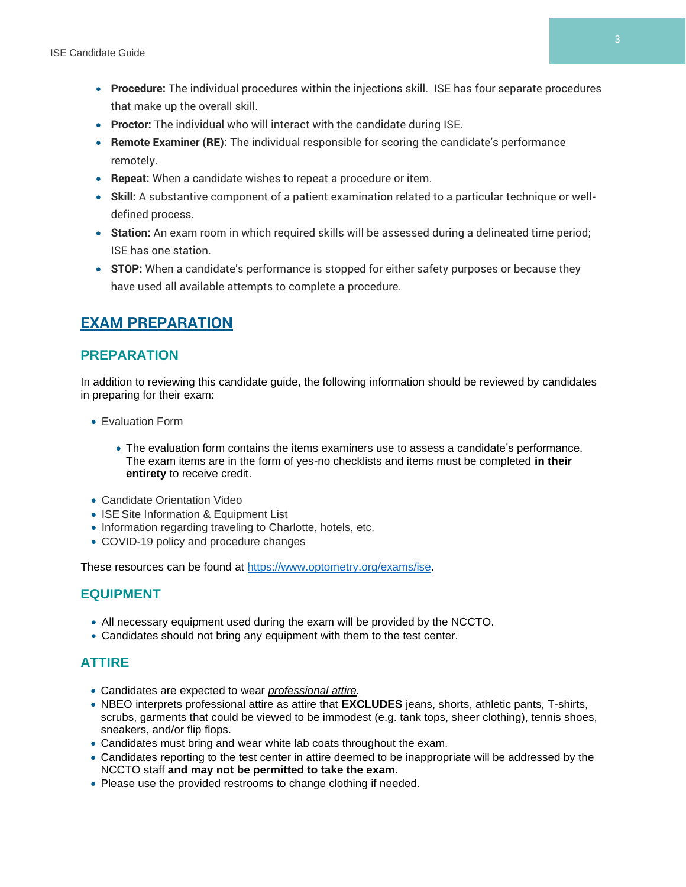- **Procedure:** The individual procedures within the injections skill. ISE has four separate procedures that make up the overall skill.
- **Proctor:** The individual who will interact with the candidate during ISE.
- **Remote Examiner (RE):** The individual responsible for scoring the candidate's performance remotely.
- **Repeat:** When a candidate wishes to repeat a procedure or item.
- **Skill:** A substantive component of a patient examination related to a particular technique or well-defined process.
- **Station:** An exam room in which required skills will be assessed during a delineated time period; ISE has one station.
- **STOP:** When a candidate's performance is stopped for either safety purposes or because they have used all available attempts to complete a procedure.

# EXAM PREPARATION

## PREPARATION

In addition to reviewing this candidate guide, the following information should be reviewed by candidates in preparing for their exam:

- Evaluation Form
  - The evaluation form contains the items examiners use to assess a candidate's performance. The exam items are in the form of yes-no checklists and items must be completed **in their entirety** to receive credit.
- Candidate Orientation Video
- ISE Site Information & Equipment List
- Information regarding traveling to Charlotte, hotels, etc.
- COVID-19 policy and procedure changes

These resources can be found at https://www.optometry.org/exams/ise.

## EQUIPMENT

- All necessary equipment used during the exam will be provided by the NCCTO.
- Candidates should not bring any equipment with them to the test center.

## ATTIRE

- Candidates are expected to wear *professional attire*.
- NBEO interprets professional attire as attire that **EXCLUDES** jeans, shorts, athletic pants, T-shirts, scrubs, garments that could be viewed to be immodest (e.g. tank tops, sheer clothing), tennis shoes, sneakers, and/or flip flops.
- Candidates must bring and wear white lab coats throughout the exam.
- Candidates reporting to the test center in attire deemed to be inappropriate will be addressed by the NCCTO staff **and may not be permitted to take the exam.**
- Please use the provided restrooms to change clothing if needed.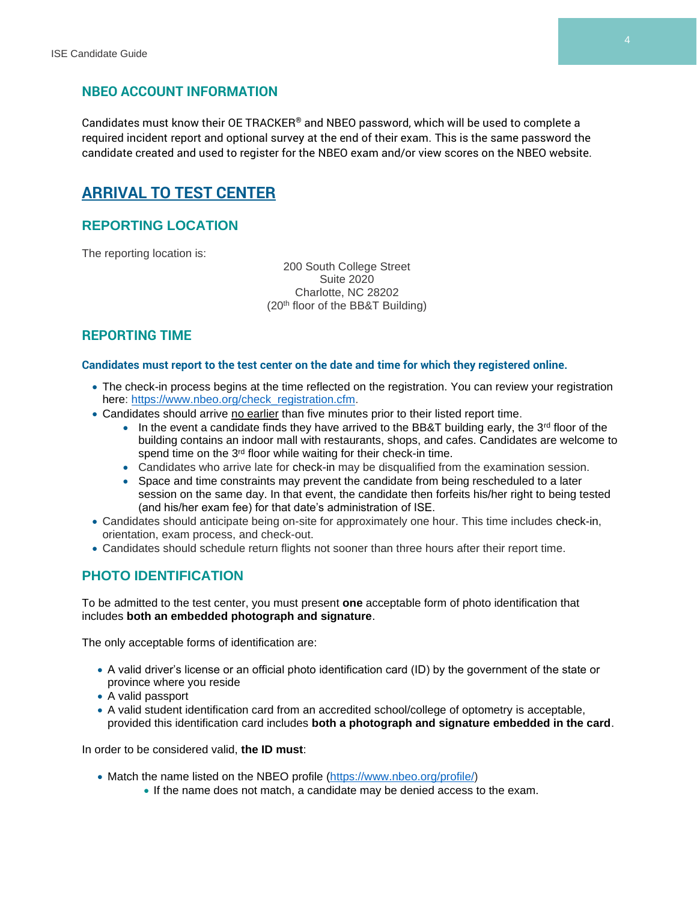## NBEO ACCOUNT INFORMATION

Candidates must know their OE TRACKER® and NBEO password, which will be used to complete a required incident report and optional survey at the end of their exam. This is the same password the candidate created and used to register for the NBEO exam and/or view scores on the NBEO website.

# ARRIVAL TO TEST CENTER

## REPORTING LOCATION

The reporting location is:

200 South College Street
Suite 2020
Charlotte, NC 28202
(20th floor of the BB&T Building)

## REPORTING TIME

**Candidates must report to the test center on the date and time for which they registered online.**

- The check-in process begins at the time reflected on the registration. You can review your registration here: https://www.nbeo.org/check_registration.cfm.
- Candidates should arrive no earlier than five minutes prior to their listed report time.
    - In the event a candidate finds they have arrived to the BB&T building early, the 3rd floor of the building contains an indoor mall with restaurants, shops, and cafes. Candidates are welcome to spend time on the 3rd floor while waiting for their check-in time.
    - Candidates who arrive late for check-in may be disqualified from the examination session.
    - Space and time constraints may prevent the candidate from being rescheduled to a later session on the same day. In that event, the candidate then forfeits his/her right to being tested (and his/her exam fee) for that date's administration of ISE.
- Candidates should anticipate being on-site for approximately one hour. This time includes check-in, orientation, exam process, and check-out.
- Candidates should schedule return flights not sooner than three hours after their report time.

## PHOTO IDENTIFICATION

To be admitted to the test center, you must present **one** acceptable form of photo identification that includes **both an embedded photograph and signature**.

The only acceptable forms of identification are:

- A valid driver's license or an official photo identification card (ID) by the government of the state or province where you reside
- A valid passport
- A valid student identification card from an accredited school/college of optometry is acceptable, provided this identification card includes **both a photograph and signature embedded in the card**.

In order to be considered valid, **the ID must**:

- Match the name listed on the NBEO profile (https://www.nbeo.org/profile/)
    - If the name does not match, a candidate may be denied access to the exam.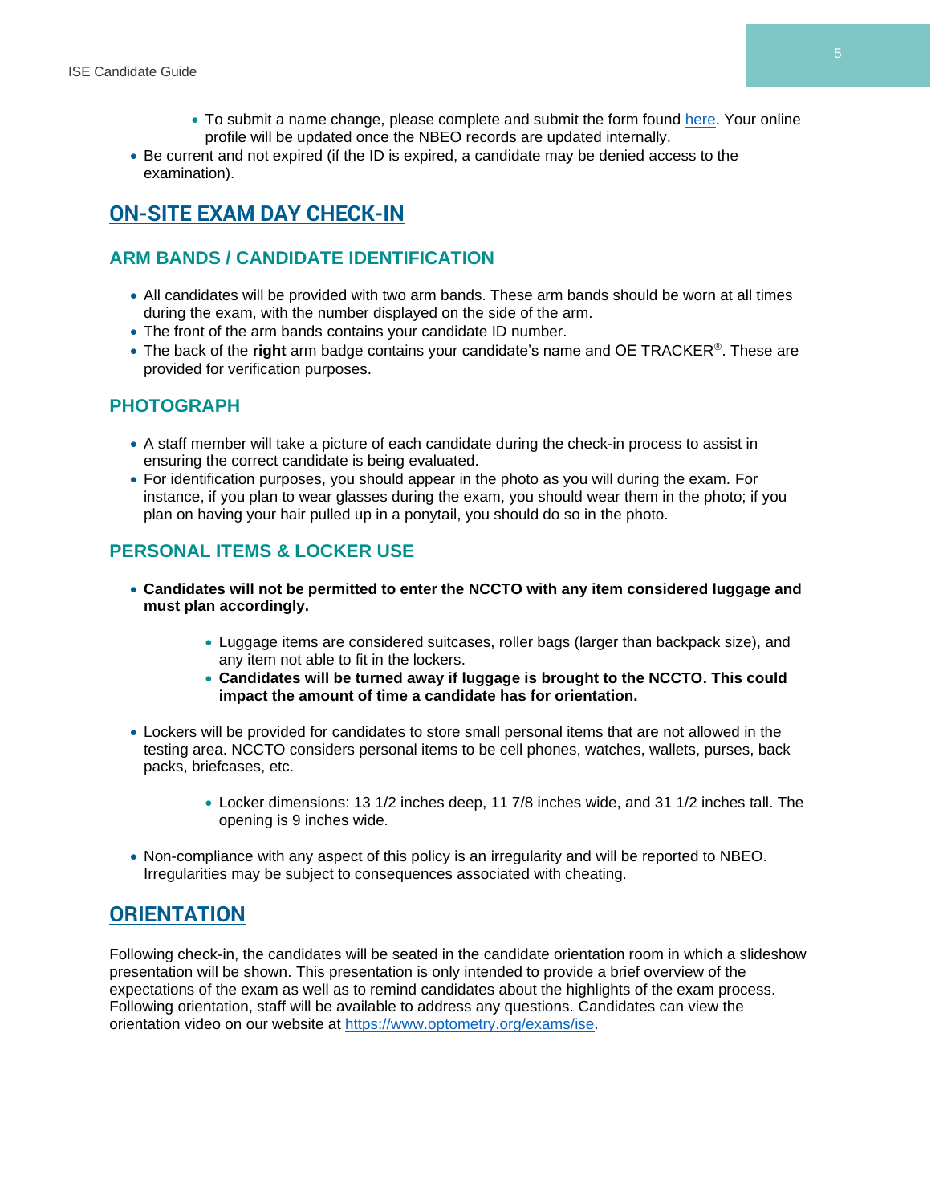- To submit a name change, please complete and submit the form found [here](). Your online profile will be updated once the NBEO records are updated internally.
- Be current and not expired (if the ID is expired, a candidate may be denied access to the examination).

## ON-SITE EXAM DAY CHECK-IN

### ARM BANDS / CANDIDATE IDENTIFICATION

- All candidates will be provided with two arm bands. These arm bands should be worn at all times during the exam, with the number displayed on the side of the arm.
- The front of the arm bands contains your candidate ID number.
- The back of the **right** arm badge contains your candidate's name and OE TRACKER®. These are provided for verification purposes.

### PHOTOGRAPH

- A staff member will take a picture of each candidate during the check-in process to assist in ensuring the correct candidate is being evaluated.
- For identification purposes, you should appear in the photo as you will during the exam. For instance, if you plan to wear glasses during the exam, you should wear them in the photo; if you plan on having your hair pulled up in a ponytail, you should do so in the photo.

### PERSONAL ITEMS & LOCKER USE

- **Candidates will not be permitted to enter the NCCTO with any item considered luggage and must plan accordingly.**
    - Luggage items are considered suitcases, roller bags (larger than backpack size), and any item not able to fit in the lockers.
    - **Candidates will be turned away if luggage is brought to the NCCTO. This could impact the amount of time a candidate has for orientation.**
- Lockers will be provided for candidates to store small personal items that are not allowed in the testing area. NCCTO considers personal items to be cell phones, watches, wallets, purses, back packs, briefcases, etc.
    - Locker dimensions: 13 1/2 inches deep, 11 7/8 inches wide, and 31 1/2 inches tall. The opening is 9 inches wide.
- Non-compliance with any aspect of this policy is an irregularity and will be reported to NBEO. Irregularities may be subject to consequences associated with cheating.

## ORIENTATION

Following check-in, the candidates will be seated in the candidate orientation room in which a slideshow presentation will be shown. This presentation is only intended to provide a brief overview of the expectations of the exam as well as to remind candidates about the highlights of the exam process. Following orientation, staff will be available to address any questions. Candidates can view the orientation video on our website at [https://www.optometry.org/exams/ise](https://www.optometry.org/exams/ise).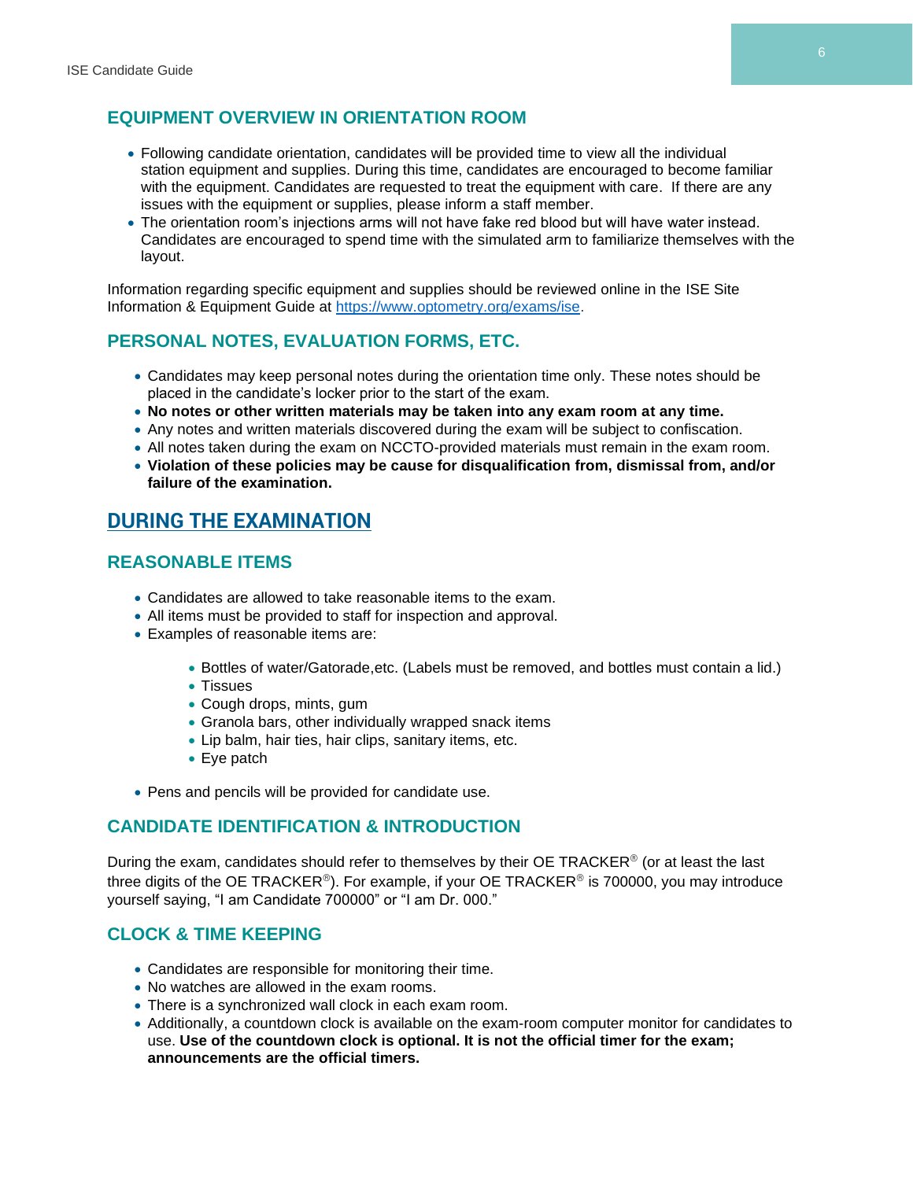## EQUIPMENT OVERVIEW IN ORIENTATION ROOM

- Following candidate orientation, candidates will be provided time to view all the individual station equipment and supplies. During this time, candidates are encouraged to become familiar with the equipment. Candidates are requested to treat the equipment with care. If there are any issues with the equipment or supplies, please inform a staff member.
- The orientation room's injections arms will not have fake red blood but will have water instead. Candidates are encouraged to spend time with the simulated arm to familiarize themselves with the layout.

Information regarding specific equipment and supplies should be reviewed online in the ISE Site Information & Equipment Guide at [https://www.optometry.org/exams/ise](https://www.optometry.org/exams/ise).

## PERSONAL NOTES, EVALUATION FORMS, ETC.

- Candidates may keep personal notes during the orientation time only. These notes should be placed in the candidate's locker prior to the start of the exam.
- **No notes or other written materials may be taken into any exam room at any time.**
- Any notes and written materials discovered during the exam will be subject to confiscation.
- All notes taken during the exam on NCCTO-provided materials must remain in the exam room.
- **Violation of these policies may be cause for disqualification from, dismissal from, and/or failure of the examination.**

# DURING THE EXAMINATION

## REASONABLE ITEMS

- Candidates are allowed to take reasonable items to the exam.
- All items must be provided to staff for inspection and approval.
- Examples of reasonable items are:
    - Bottles of water/Gatorade,etc. (Labels must be removed, and bottles must contain a lid.)
    - Tissues
    - Cough drops, mints, gum
    - Granola bars, other individually wrapped snack items
    - Lip balm, hair ties, hair clips, sanitary items, etc.
    - Eye patch
- Pens and pencils will be provided for candidate use.

## CANDIDATE IDENTIFICATION & INTRODUCTION

During the exam, candidates should refer to themselves by their OE TRACKER® (or at least the last three digits of the OE TRACKER®). For example, if your OE TRACKER® is 700000, you may introduce yourself saying, "I am Candidate 700000" or "I am Dr. 000."

## CLOCK & TIME KEEPING

- Candidates are responsible for monitoring their time.
- No watches are allowed in the exam rooms.
- There is a synchronized wall clock in each exam room.
- Additionally, a countdown clock is available on the exam-room computer monitor for candidates to use. **Use of the countdown clock is optional. It is not the official timer for the exam; announcements are the official timers.**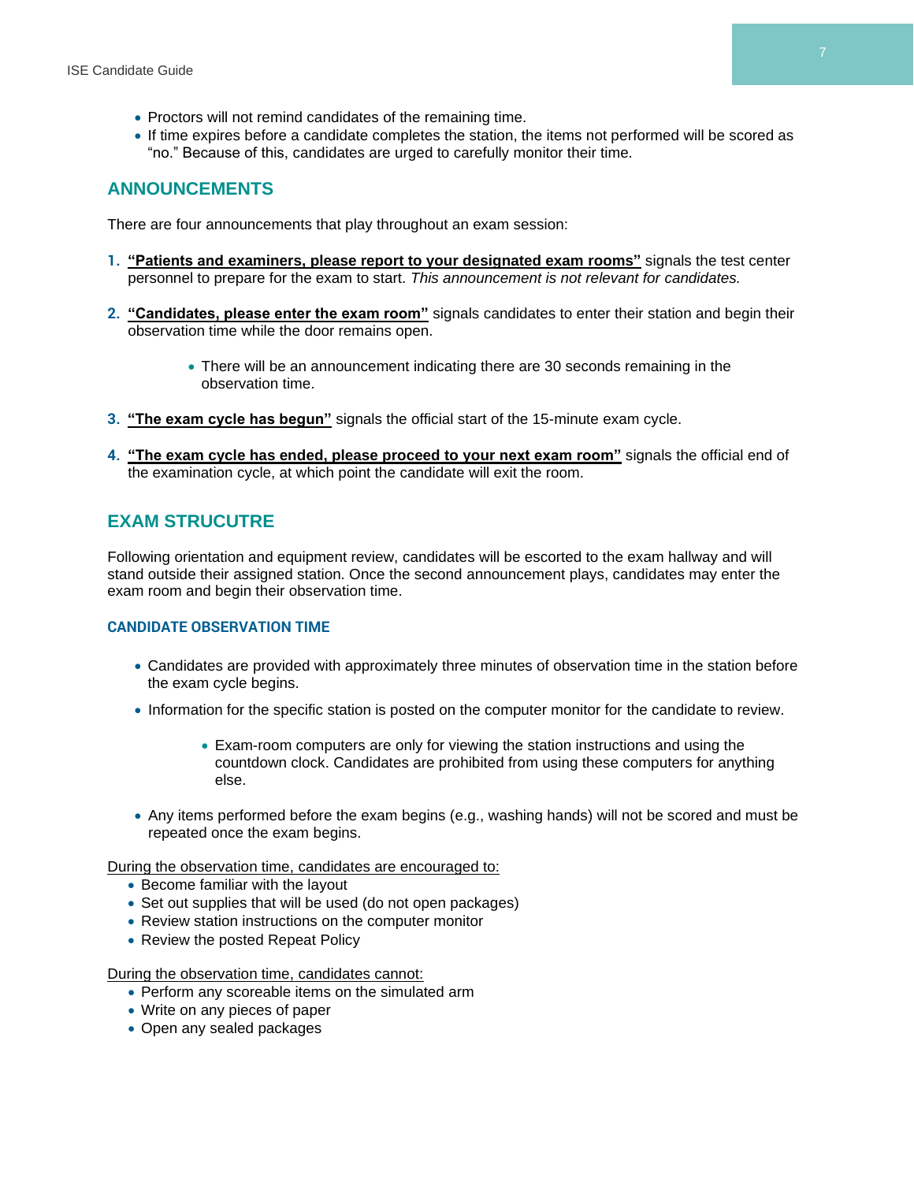- Proctors will not remind candidates of the remaining time.
- If time expires before a candidate completes the station, the items not performed will be scored as "no." Because of this, candidates are urged to carefully monitor their time.

## ANNOUNCEMENTS

There are four announcements that play throughout an exam session:

1. **"Patients and examiners, please report to your designated exam rooms"** signals the test center personnel to prepare for the exam to start. *This announcement is not relevant for candidates.*

2. **"Candidates, please enter the exam room"** signals candidates to enter their station and begin their observation time while the door remains open.

    - There will be an announcement indicating there are 30 seconds remaining in the observation time.

3. **"The exam cycle has begun"** signals the official start of the 15-minute exam cycle.

4. **"The exam cycle has ended, please proceed to your next exam room"** signals the official end of the examination cycle, at which point the candidate will exit the room.

## EXAM STRUCUTRE

Following orientation and equipment review, candidates will be escorted to the exam hallway and will stand outside their assigned station. Once the second announcement plays, candidates may enter the exam room and begin their observation time.

### CANDIDATE OBSERVATION TIME

- Candidates are provided with approximately three minutes of observation time in the station before the exam cycle begins.
- Information for the specific station is posted on the computer monitor for the candidate to review.
    - Exam-room computers are only for viewing the station instructions and using the countdown clock. Candidates are prohibited from using these computers for anything else.
- Any items performed before the exam begins (e.g., washing hands) will not be scored and must be repeated once the exam begins.

During the observation time, candidates are encouraged to:

- Become familiar with the layout
- Set out supplies that will be used (do not open packages)
- Review station instructions on the computer monitor
- Review the posted Repeat Policy

During the observation time, candidates cannot:

- Perform any scoreable items on the simulated arm
- Write on any pieces of paper
- Open any sealed packages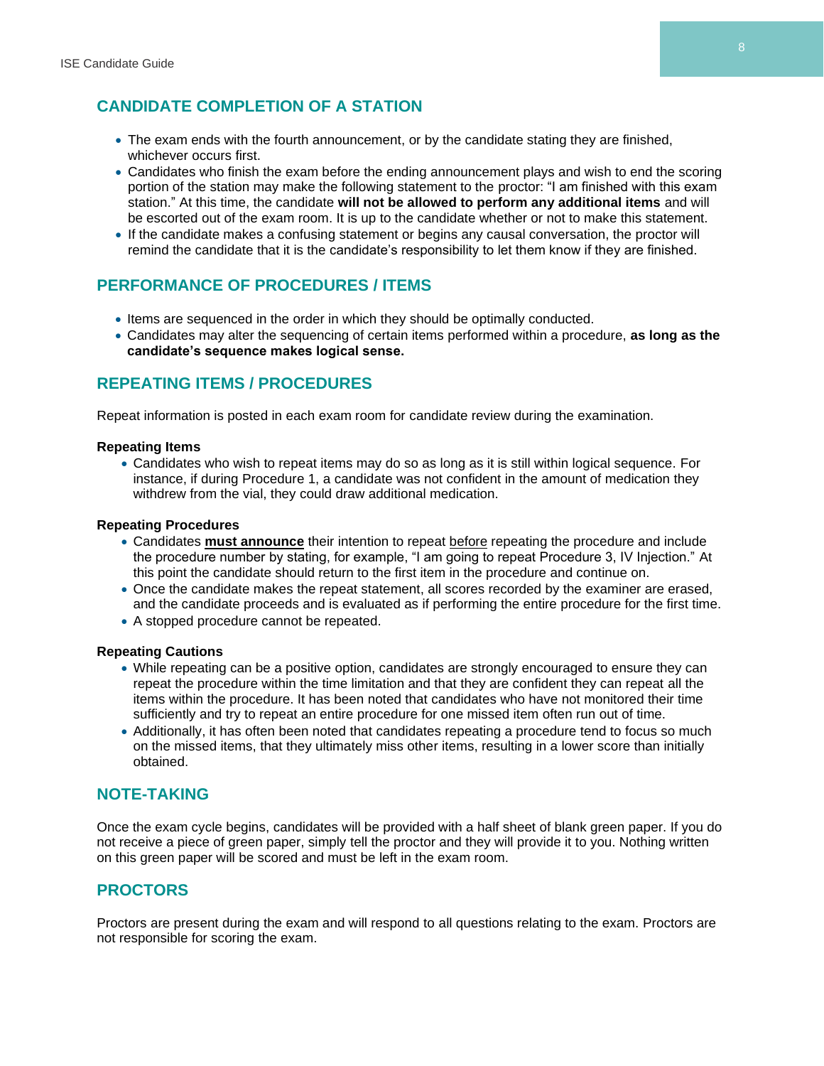## CANDIDATE COMPLETION OF A STATION

- The exam ends with the fourth announcement, or by the candidate stating they are finished, whichever occurs first.
- Candidates who finish the exam before the ending announcement plays and wish to end the scoring portion of the station may make the following statement to the proctor: "I am finished with this exam station." At this time, the candidate **will not be allowed to perform any additional items** and will be escorted out of the exam room. It is up to the candidate whether or not to make this statement.
- If the candidate makes a confusing statement or begins any causal conversation, the proctor will remind the candidate that it is the candidate's responsibility to let them know if they are finished.

## PERFORMANCE OF PROCEDURES / ITEMS

- Items are sequenced in the order in which they should be optimally conducted.
- Candidates may alter the sequencing of certain items performed within a procedure, **as long as the candidate's sequence makes logical sense.**

## REPEATING ITEMS / PROCEDURES

Repeat information is posted in each exam room for candidate review during the examination.

**Repeating Items**

- Candidates who wish to repeat items may do so as long as it is still within logical sequence. For instance, if during Procedure 1, a candidate was not confident in the amount of medication they withdrew from the vial, they could draw additional medication.

**Repeating Procedures**

- Candidates **must announce** their intention to repeat before repeating the procedure and include the procedure number by stating, for example, "I am going to repeat Procedure 3, IV Injection." At this point the candidate should return to the first item in the procedure and continue on.
- Once the candidate makes the repeat statement, all scores recorded by the examiner are erased, and the candidate proceeds and is evaluated as if performing the entire procedure for the first time.
- A stopped procedure cannot be repeated.

**Repeating Cautions**

- While repeating can be a positive option, candidates are strongly encouraged to ensure they can repeat the procedure within the time limitation and that they are confident they can repeat all the items within the procedure. It has been noted that candidates who have not monitored their time sufficiently and try to repeat an entire procedure for one missed item often run out of time.
- Additionally, it has often been noted that candidates repeating a procedure tend to focus so much on the missed items, that they ultimately miss other items, resulting in a lower score than initially obtained.

## NOTE-TAKING

Once the exam cycle begins, candidates will be provided with a half sheet of blank green paper. If you do not receive a piece of green paper, simply tell the proctor and they will provide it to you. Nothing written on this green paper will be scored and must be left in the exam room.

## PROCTORS

Proctors are present during the exam and will respond to all questions relating to the exam. Proctors are not responsible for scoring the exam.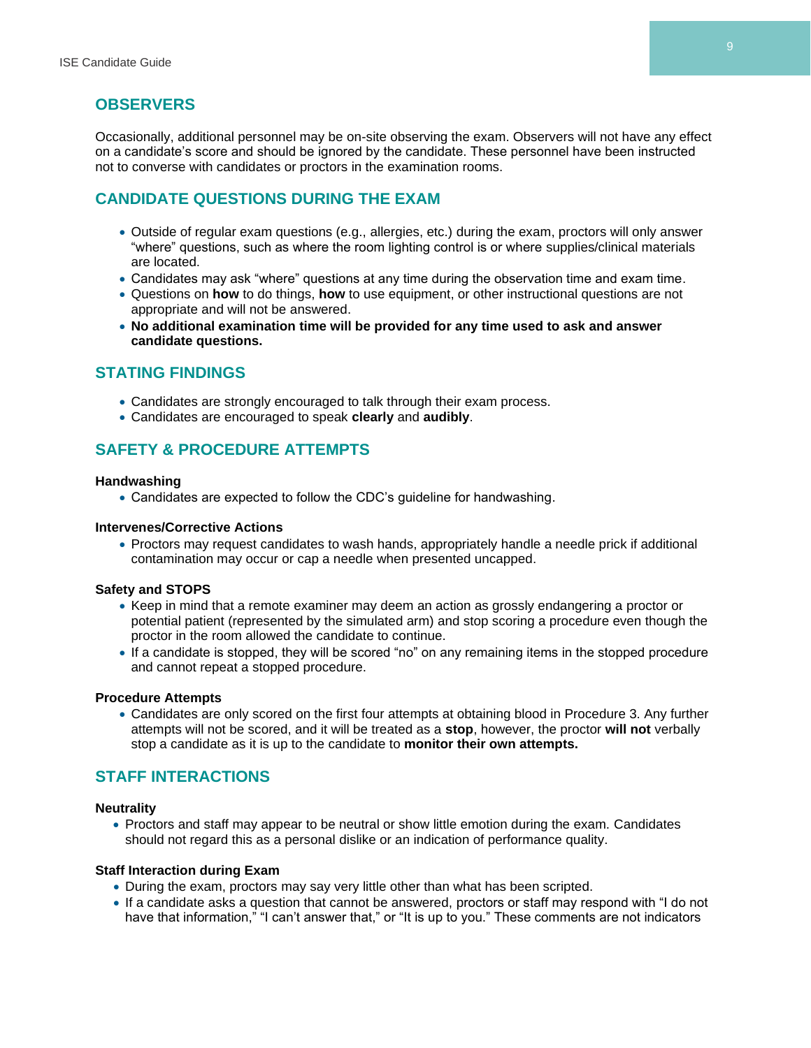## OBSERVERS

Occasionally, additional personnel may be on-site observing the exam. Observers will not have any effect on a candidate's score and should be ignored by the candidate. These personnel have been instructed not to converse with candidates or proctors in the examination rooms.

## CANDIDATE QUESTIONS DURING THE EXAM

- Outside of regular exam questions (e.g., allergies, etc.) during the exam, proctors will only answer "where" questions, such as where the room lighting control is or where supplies/clinical materials are located.
- Candidates may ask "where" questions at any time during the observation time and exam time.
- Questions on **how** to do things, **how** to use equipment, or other instructional questions are not appropriate and will not be answered.
- **No additional examination time will be provided for any time used to ask and answer candidate questions.**

## STATING FINDINGS

- Candidates are strongly encouraged to talk through their exam process.
- Candidates are encouraged to speak **clearly** and **audibly**.

## SAFETY & PROCEDURE ATTEMPTS

**Handwashing**

- Candidates are expected to follow the CDC's guideline for handwashing.

**Intervenes/Corrective Actions**

- Proctors may request candidates to wash hands, appropriately handle a needle prick if additional contamination may occur or cap a needle when presented uncapped.

**Safety and STOPS**

- Keep in mind that a remote examiner may deem an action as grossly endangering a proctor or potential patient (represented by the simulated arm) and stop scoring a procedure even though the proctor in the room allowed the candidate to continue.
- If a candidate is stopped, they will be scored "no" on any remaining items in the stopped procedure and cannot repeat a stopped procedure.

**Procedure Attempts**

- Candidates are only scored on the first four attempts at obtaining blood in Procedure 3. Any further attempts will not be scored, and it will be treated as a **stop**, however, the proctor **will not** verbally stop a candidate as it is up to the candidate to **monitor their own attempts.**

## STAFF INTERACTIONS

**Neutrality**

- Proctors and staff may appear to be neutral or show little emotion during the exam. Candidates should not regard this as a personal dislike or an indication of performance quality.

**Staff Interaction during Exam**

- During the exam, proctors may say very little other than what has been scripted.
- If a candidate asks a question that cannot be answered, proctors or staff may respond with "I do not have that information," "I can't answer that," or "It is up to you." These comments are not indicators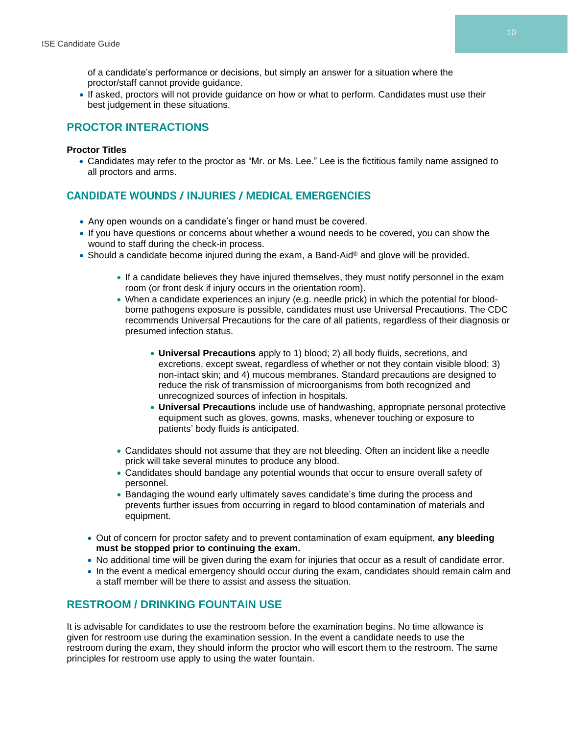of a candidate's performance or decisions, but simply an answer for a situation where the proctor/staff cannot provide guidance.
- If asked, proctors will not provide guidance on how or what to perform. Candidates must use their best judgement in these situations.

## PROCTOR INTERACTIONS

**Proctor Titles**

- Candidates may refer to the proctor as "Mr. or Ms. Lee." Lee is the fictitious family name assigned to all proctors and arms.

## CANDIDATE WOUNDS / INJURIES / MEDICAL EMERGENCIES

- Any open wounds on a candidate's finger or hand must be covered.
- If you have questions or concerns about whether a wound needs to be covered, you can show the wound to staff during the check-in process.
- Should a candidate become injured during the exam, a Band-Aid® and glove will be provided.
  - If a candidate believes they have injured themselves, they must notify personnel in the exam room (or front desk if injury occurs in the orientation room).
  - When a candidate experiences an injury (e.g. needle prick) in which the potential for blood-borne pathogens exposure is possible, candidates must use Universal Precautions. The CDC recommends Universal Precautions for the care of all patients, regardless of their diagnosis or presumed infection status.
    - **Universal Precautions** apply to 1) blood; 2) all body fluids, secretions, and excretions, except sweat, regardless of whether or not they contain visible blood; 3) non-intact skin; and 4) mucous membranes. Standard precautions are designed to reduce the risk of transmission of microorganisms from both recognized and unrecognized sources of infection in hospitals.
    - **Universal Precautions** include use of handwashing, appropriate personal protective equipment such as gloves, gowns, masks, whenever touching or exposure to patients' body fluids is anticipated.
  - Candidates should not assume that they are not bleeding. Often an incident like a needle prick will take several minutes to produce any blood.
  - Candidates should bandage any potential wounds that occur to ensure overall safety of personnel.
  - Bandaging the wound early ultimately saves candidate's time during the process and prevents further issues from occurring in regard to blood contamination of materials and equipment.
- Out of concern for proctor safety and to prevent contamination of exam equipment, **any bleeding must be stopped prior to continuing the exam.**
- No additional time will be given during the exam for injuries that occur as a result of candidate error.
- In the event a medical emergency should occur during the exam, candidates should remain calm and a staff member will be there to assist and assess the situation.

## RESTROOM / DRINKING FOUNTAIN USE

It is advisable for candidates to use the restroom before the examination begins. No time allowance is given for restroom use during the examination session. In the event a candidate needs to use the restroom during the exam, they should inform the proctor who will escort them to the restroom. The same principles for restroom use apply to using the water fountain.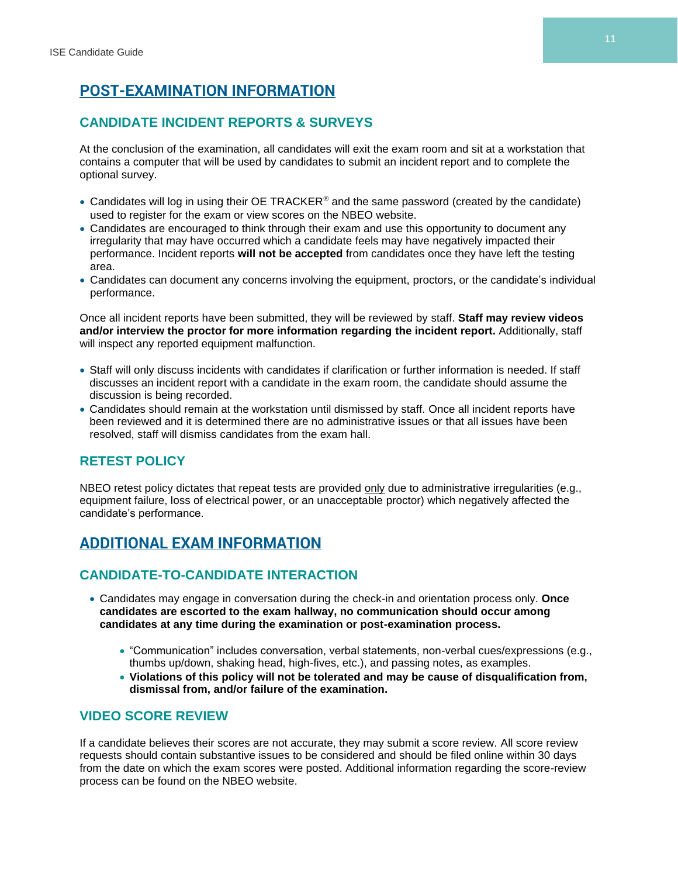# POST-EXAMINATION INFORMATION

## CANDIDATE INCIDENT REPORTS & SURVEYS

At the conclusion of the examination, all candidates will exit the exam room and sit at a workstation that contains a computer that will be used by candidates to submit an incident report and to complete the optional survey.

- Candidates will log in using their OE TRACKER® and the same password (created by the candidate) used to register for the exam or view scores on the NBEO website.
- Candidates are encouraged to think through their exam and use this opportunity to document any irregularity that may have occurred which a candidate feels may have negatively impacted their performance. Incident reports **will not be accepted** from candidates once they have left the testing area.
- Candidates can document any concerns involving the equipment, proctors, or the candidate's individual performance.

Once all incident reports have been submitted, they will be reviewed by staff. **Staff may review videos and/or interview the proctor for more information regarding the incident report.** Additionally, staff will inspect any reported equipment malfunction.

- Staff will only discuss incidents with candidates if clarification or further information is needed. If staff discusses an incident report with a candidate in the exam room, the candidate should assume the discussion is being recorded.
- Candidates should remain at the workstation until dismissed by staff. Once all incident reports have been reviewed and it is determined there are no administrative issues or that all issues have been resolved, staff will dismiss candidates from the exam hall.

## RETEST POLICY

NBEO retest policy dictates that repeat tests are provided only due to administrative irregularities (e.g., equipment failure, loss of electrical power, or an unacceptable proctor) which negatively affected the candidate's performance.

# ADDITIONAL EXAM INFORMATION

## CANDIDATE-TO-CANDIDATE INTERACTION

- Candidates may engage in conversation during the check-in and orientation process only. **Once candidates are escorted to the exam hallway, no communication should occur among candidates at any time during the examination or post-examination process.**
  - "Communication" includes conversation, verbal statements, non-verbal cues/expressions (e.g., thumbs up/down, shaking head, high-fives, etc.), and passing notes, as examples.
  - **Violations of this policy will not be tolerated and may be cause of disqualification from, dismissal from, and/or failure of the examination.**

## VIDEO SCORE REVIEW

If a candidate believes their scores are not accurate, they may submit a score review. All score review requests should contain substantive issues to be considered and should be filed online within 30 days from the date on which the exam scores were posted. Additional information regarding the score-review process can be found on the NBEO website.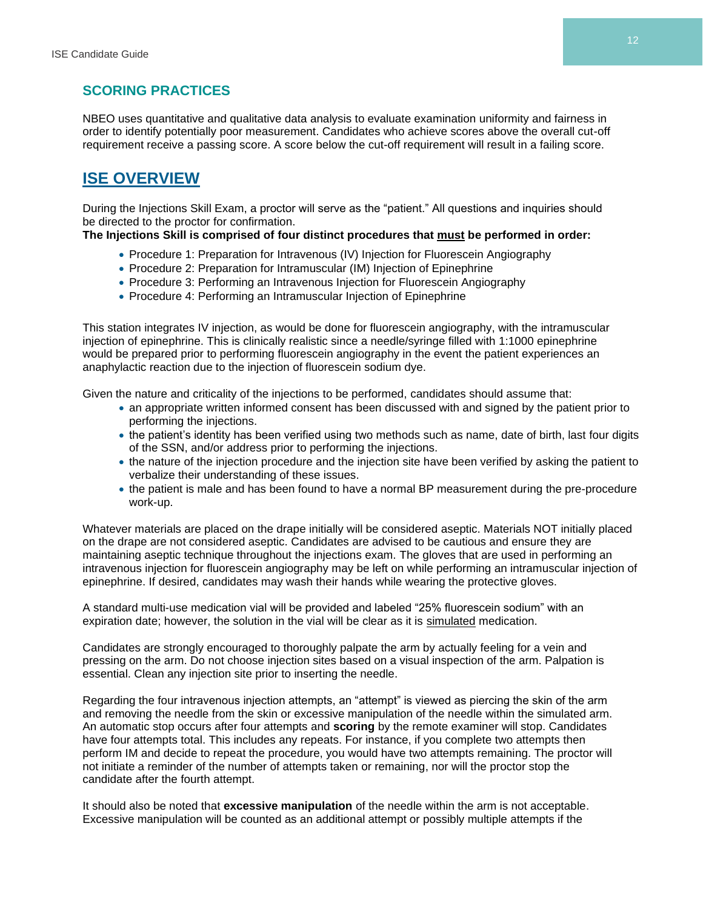## SCORING PRACTICES

NBEO uses quantitative and qualitative data analysis to evaluate examination uniformity and fairness in order to identify potentially poor measurement. Candidates who achieve scores above the overall cut-off requirement receive a passing score. A score below the cut-off requirement will result in a failing score.

# ISE OVERVIEW

During the Injections Skill Exam, a proctor will serve as the "patient." All questions and inquiries should be directed to the proctor for confirmation.

**The Injections Skill is comprised of four distinct procedures that must be performed in order:**

- Procedure 1: Preparation for Intravenous (IV) Injection for Fluorescein Angiography
- Procedure 2: Preparation for Intramuscular (IM) Injection of Epinephrine
- Procedure 3: Performing an Intravenous Injection for Fluorescein Angiography
- Procedure 4: Performing an Intramuscular Injection of Epinephrine

This station integrates IV injection, as would be done for fluorescein angiography, with the intramuscular injection of epinephrine. This is clinically realistic since a needle/syringe filled with 1:1000 epinephrine would be prepared prior to performing fluorescein angiography in the event the patient experiences an anaphylactic reaction due to the injection of fluorescein sodium dye.

Given the nature and criticality of the injections to be performed, candidates should assume that:

- an appropriate written informed consent has been discussed with and signed by the patient prior to performing the injections.
- the patient's identity has been verified using two methods such as name, date of birth, last four digits of the SSN, and/or address prior to performing the injections.
- the nature of the injection procedure and the injection site have been verified by asking the patient to verbalize their understanding of these issues.
- the patient is male and has been found to have a normal BP measurement during the pre-procedure work-up.

Whatever materials are placed on the drape initially will be considered aseptic. Materials NOT initially placed on the drape are not considered aseptic. Candidates are advised to be cautious and ensure they are maintaining aseptic technique throughout the injections exam. The gloves that are used in performing an intravenous injection for fluorescein angiography may be left on while performing an intramuscular injection of epinephrine. If desired, candidates may wash their hands while wearing the protective gloves.

A standard multi-use medication vial will be provided and labeled "25% fluorescein sodium" with an expiration date; however, the solution in the vial will be clear as it is simulated medication.

Candidates are strongly encouraged to thoroughly palpate the arm by actually feeling for a vein and pressing on the arm. Do not choose injection sites based on a visual inspection of the arm. Palpation is essential. Clean any injection site prior to inserting the needle.

Regarding the four intravenous injection attempts, an "attempt" is viewed as piercing the skin of the arm and removing the needle from the skin or excessive manipulation of the needle within the simulated arm. An automatic stop occurs after four attempts and **scoring** by the remote examiner will stop. Candidates have four attempts total. This includes any repeats. For instance, if you complete two attempts then perform IM and decide to repeat the procedure, you would have two attempts remaining. The proctor will not initiate a reminder of the number of attempts taken or remaining, nor will the proctor stop the candidate after the fourth attempt.

It should also be noted that **excessive manipulation** of the needle within the arm is not acceptable. Excessive manipulation will be counted as an additional attempt or possibly multiple attempts if the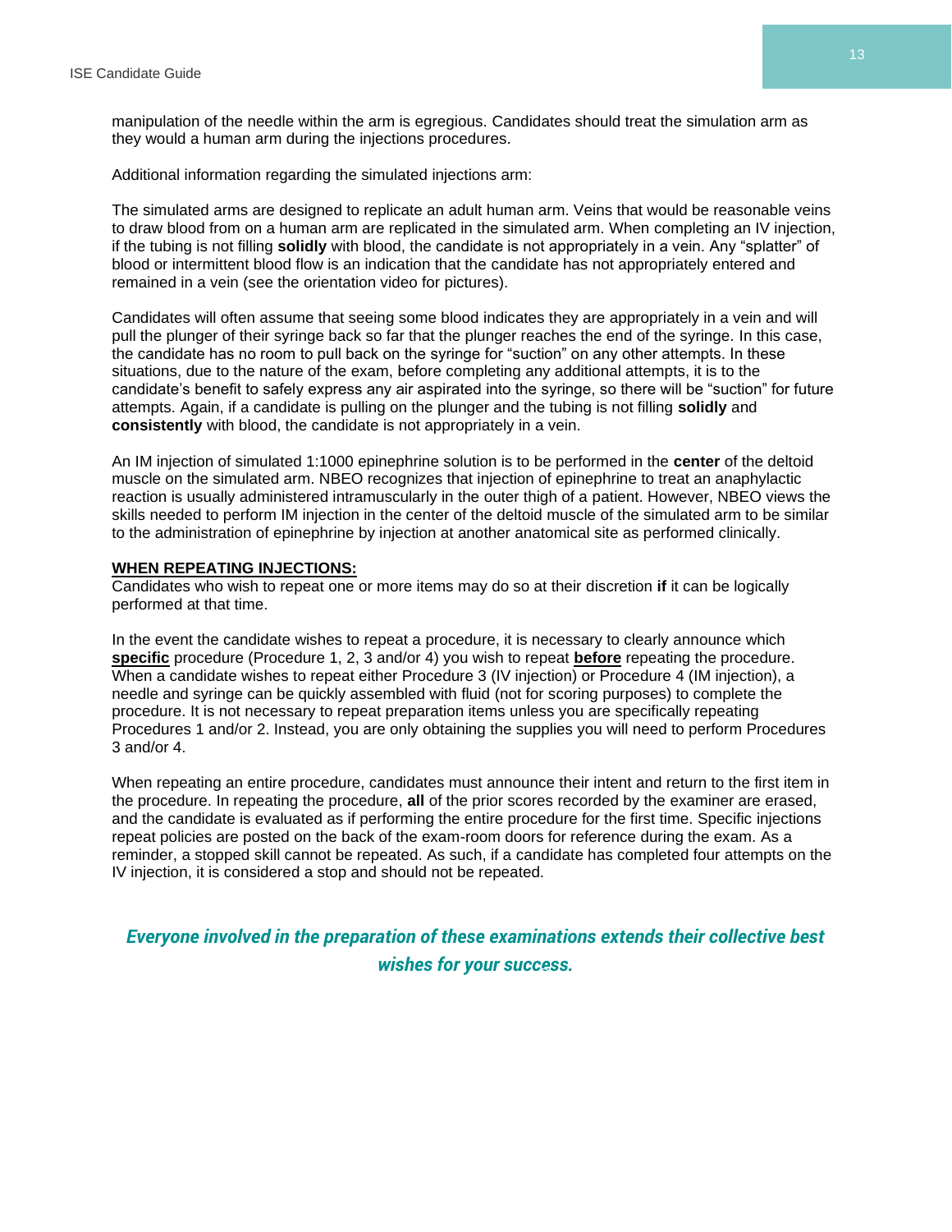manipulation of the needle within the arm is egregious. Candidates should treat the simulation arm as they would a human arm during the injections procedures.

Additional information regarding the simulated injections arm:

The simulated arms are designed to replicate an adult human arm. Veins that would be reasonable veins to draw blood from on a human arm are replicated in the simulated arm. When completing an IV injection, if the tubing is not filling **solidly** with blood, the candidate is not appropriately in a vein. Any "splatter" of blood or intermittent blood flow is an indication that the candidate has not appropriately entered and remained in a vein (see the orientation video for pictures).

Candidates will often assume that seeing some blood indicates they are appropriately in a vein and will pull the plunger of their syringe back so far that the plunger reaches the end of the syringe. In this case, the candidate has no room to pull back on the syringe for "suction" on any other attempts. In these situations, due to the nature of the exam, before completing any additional attempts, it is to the candidate's benefit to safely express any air aspirated into the syringe, so there will be "suction" for future attempts. Again, if a candidate is pulling on the plunger and the tubing is not filling **solidly** and **consistently** with blood, the candidate is not appropriately in a vein.

An IM injection of simulated 1:1000 epinephrine solution is to be performed in the **center** of the deltoid muscle on the simulated arm. NBEO recognizes that injection of epinephrine to treat an anaphylactic reaction is usually administered intramuscularly in the outer thigh of a patient. However, NBEO views the skills needed to perform IM injection in the center of the deltoid muscle of the simulated arm to be similar to the administration of epinephrine by injection at another anatomical site as performed clinically.

**WHEN REPEATING INJECTIONS:**

Candidates who wish to repeat one or more items may do so at their discretion **if** it can be logically performed at that time.

In the event the candidate wishes to repeat a procedure, it is necessary to clearly announce which **specific** procedure (Procedure 1, 2, 3 and/or 4) you wish to repeat **before** repeating the procedure. When a candidate wishes to repeat either Procedure 3 (IV injection) or Procedure 4 (IM injection), a needle and syringe can be quickly assembled with fluid (not for scoring purposes) to complete the procedure. It is not necessary to repeat preparation items unless you are specifically repeating Procedures 1 and/or 2. Instead, you are only obtaining the supplies you will need to perform Procedures 3 and/or 4.

When repeating an entire procedure, candidates must announce their intent and return to the first item in the procedure. In repeating the procedure, **all** of the prior scores recorded by the examiner are erased, and the candidate is evaluated as if performing the entire procedure for the first time. Specific injections repeat policies are posted on the back of the exam-room doors for reference during the exam. As a reminder, a stopped skill cannot be repeated. As such, if a candidate has completed four attempts on the IV injection, it is considered a stop and should not be repeated.

***Everyone involved in the preparation of these examinations extends their collective best wishes for your success.***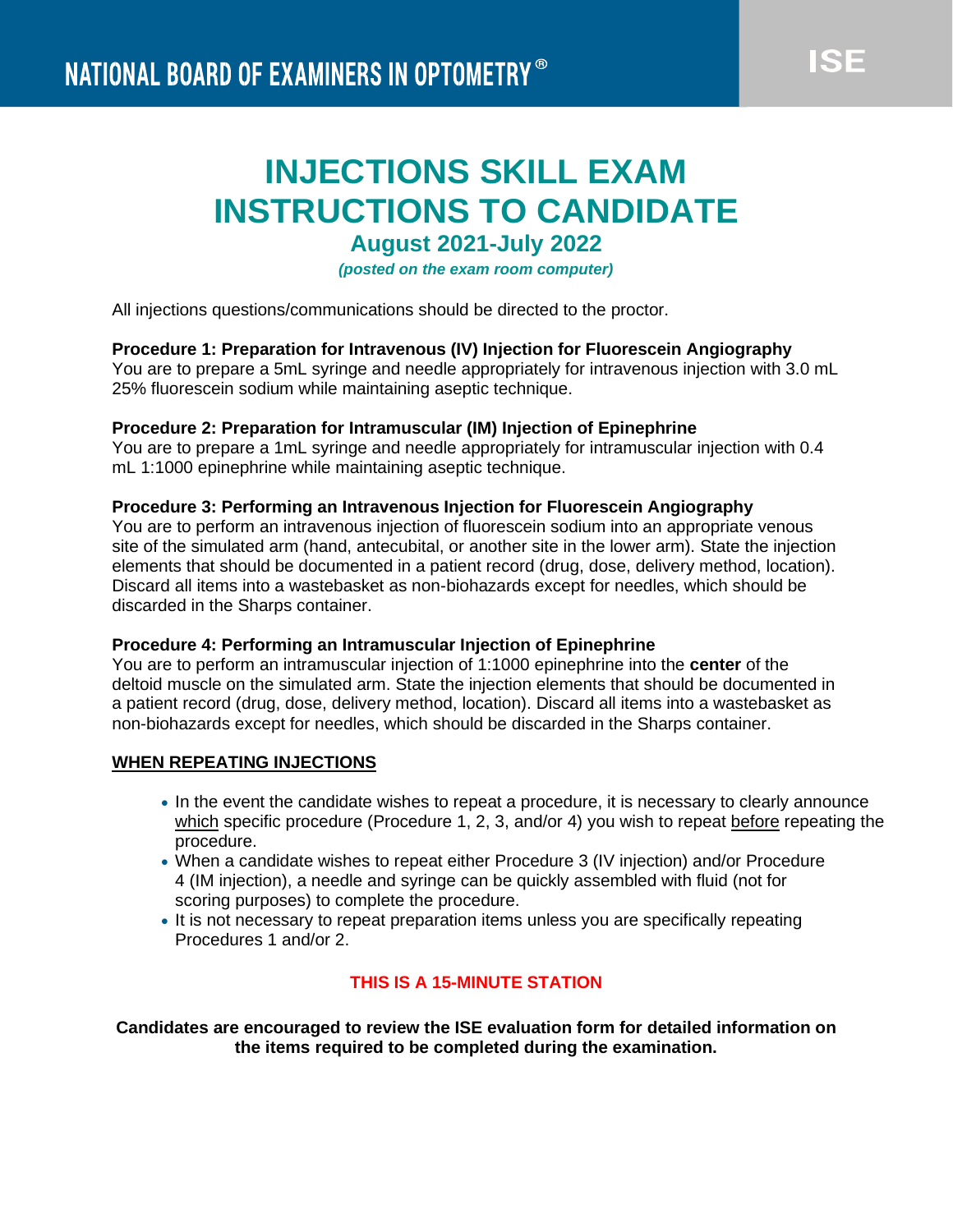# NATIONAL BOARD OF EXAMINERS IN OPTOMETRY®

**ISE**

# INJECTIONS SKILL EXAM INSTRUCTIONS TO CANDIDATE

## August 2021-July 2022

***(posted on the exam room computer)***

All injections questions/communications should be directed to the proctor.

**Procedure 1: Preparation for Intravenous (IV) Injection for Fluorescein Angiography**
You are to prepare a 5mL syringe and needle appropriately for intravenous injection with 3.0 mL 25% fluorescein sodium while maintaining aseptic technique.

**Procedure 2: Preparation for Intramuscular (IM) Injection of Epinephrine**
You are to prepare a 1mL syringe and needle appropriately for intramuscular injection with 0.4 mL 1:1000 epinephrine while maintaining aseptic technique.

**Procedure 3: Performing an Intravenous Injection for Fluorescein Angiography**
You are to perform an intravenous injection of fluorescein sodium into an appropriate venous site of the simulated arm (hand, antecubital, or another site in the lower arm). State the injection elements that should be documented in a patient record (drug, dose, delivery method, location). Discard all items into a wastebasket as non-biohazards except for needles, which should be discarded in the Sharps container.

**Procedure 4: Performing an Intramuscular Injection of Epinephrine**
You are to perform an intramuscular injection of 1:1000 epinephrine into the **center** of the deltoid muscle on the simulated arm. State the injection elements that should be documented in a patient record (drug, dose, delivery method, location). Discard all items into a wastebasket as non-biohazards except for needles, which should be discarded in the Sharps container.

**WHEN REPEATING INJECTIONS**

- In the event the candidate wishes to repeat a procedure, it is necessary to clearly announce which specific procedure (Procedure 1, 2, 3, and/or 4) you wish to repeat before repeating the procedure.
- When a candidate wishes to repeat either Procedure 3 (IV injection) and/or Procedure 4 (IM injection), a needle and syringe can be quickly assembled with fluid (not for scoring purposes) to complete the procedure.
- It is not necessary to repeat preparation items unless you are specifically repeating Procedures 1 and/or 2.

**THIS IS A 15-MINUTE STATION**

**Candidates are encouraged to review the ISE evaluation form for detailed information on the items required to be completed during the examination.**